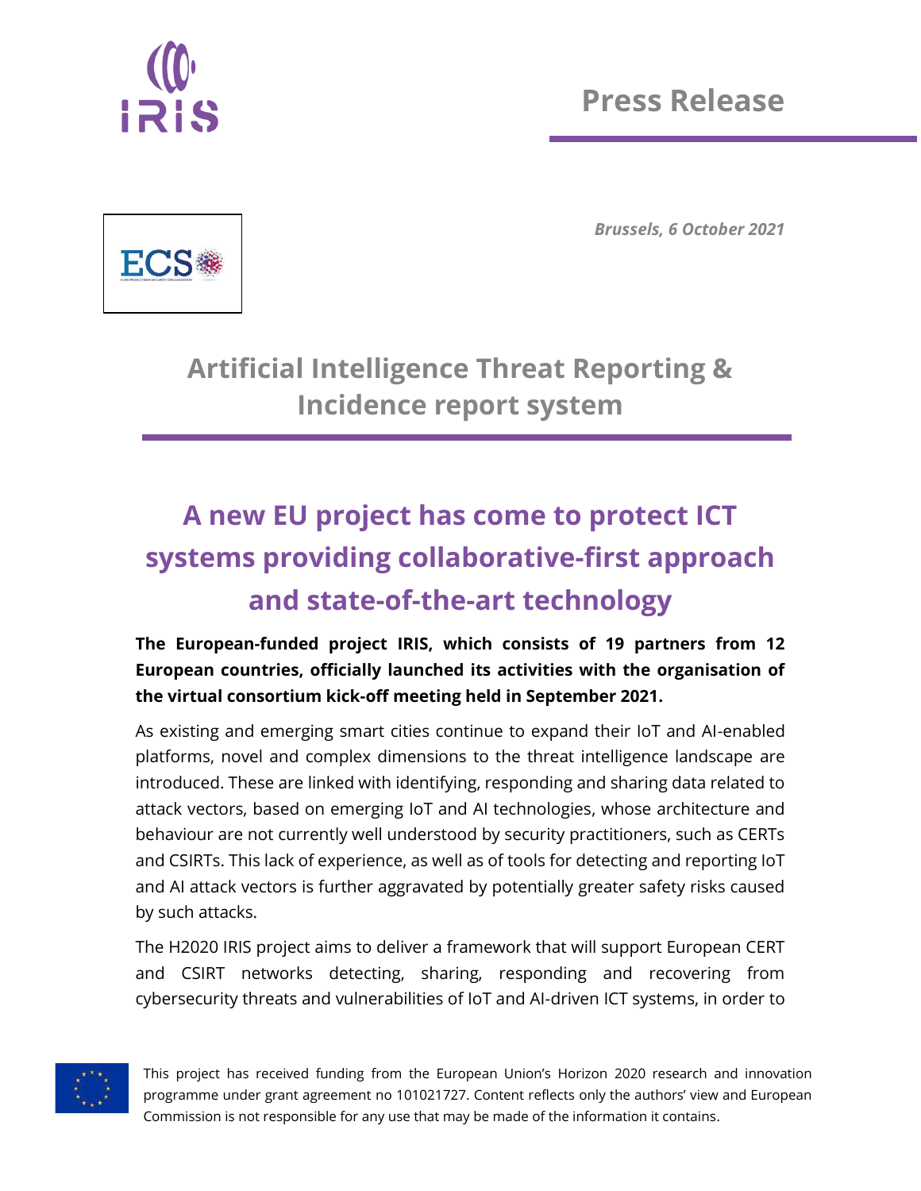Press Release

*Brussels, 6 October 2021*

# Artificial Intelligence Threat Reporting & Incidence report system

## A new EU project has come to protect ICT systems providing collaborative-first approach and state-of-the-art technology

**The European-funded project IRIS, which consists of 19 partners from 12 European countries, officially launched its activities with the organisation of the virtual consortium kick-off meeting held in September 2021.**

As existing and emerging smart cities continue to expand their IoT and AI-enabled platforms, novel and complex dimensions to the threat intelligence landscape are introduced. These are linked with identifying, responding and sharing data related to attack vectors, based on emerging IoT and AI technologies, whose architecture and behaviour are not currently well understood by security practitioners, such as CERTs and CSIRTs. This lack of experience, as well as of tools for detecting and reporting IoT and AI attack vectors is further aggravated by potentially greater safety risks caused by such attacks.

The H2020 IRIS project aims to deliver a framework that will support European CERT and CSIRT networks detecting, sharing, responding and recovering from cybersecurity threats and vulnerabilities of IoT and AI-driven ICT systems, in order to

This project has received funding from the European Union's Horizon 2020 research and innovation programme under grant agreement no 101021727. Content reflects only the authors' view and European Commission is not responsible for any use that may be made of the information it contains.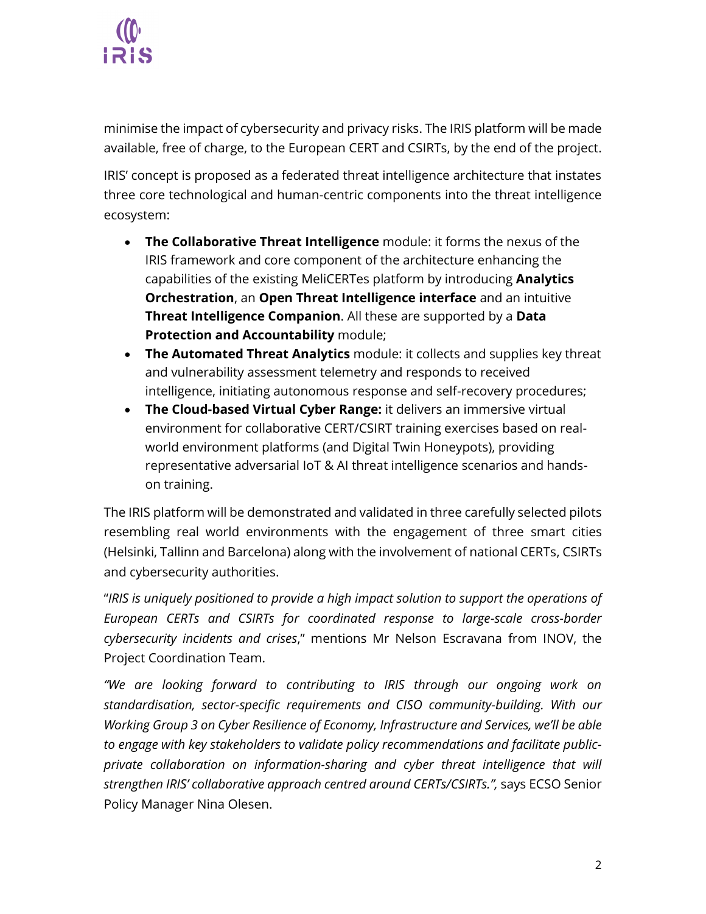minimise the impact of cybersecurity and privacy risks. The IRIS platform will be made available, free of charge, to the European CERT and CSIRTs, by the end of the project.

IRIS' concept is proposed as a federated threat intelligence architecture that instates three core technological and human-centric components into the threat intelligence ecosystem:

- **The Collaborative Threat Intelligence** module: it forms the nexus of the IRIS framework and core component of the architecture enhancing the capabilities of the existing MeliCERTes platform by introducing **Analytics Orchestration**, an **Open Threat Intelligence interface** and an intuitive **Threat Intelligence Companion**. All these are supported by a **Data Protection and Accountability** module;
- **The Automated Threat Analytics** module: it collects and supplies key threat and vulnerability assessment telemetry and responds to received intelligence, initiating autonomous response and self-recovery procedures;
- **The Cloud-based Virtual Cyber Range:** it delivers an immersive virtual environment for collaborative CERT/CSIRT training exercises based on real-world environment platforms (and Digital Twin Honeypots), providing representative adversarial IoT & AI threat intelligence scenarios and hands-on training.

The IRIS platform will be demonstrated and validated in three carefully selected pilots resembling real world environments with the engagement of three smart cities (Helsinki, Tallinn and Barcelona) along with the involvement of national CERTs, CSIRTs and cybersecurity authorities.

"*IRIS is uniquely positioned to provide a high impact solution to support the operations of European CERTs and CSIRTs for coordinated response to large-scale cross-border cybersecurity incidents and crises*," mentions Mr Nelson Escravana from INOV, the Project Coordination Team.

*"We are looking forward to contributing to IRIS through our ongoing work on standardisation, sector-specific requirements and CISO community-building. With our Working Group 3 on Cyber Resilience of Economy, Infrastructure and Services, we'll be able to engage with key stakeholders to validate policy recommendations and facilitate public-private collaboration on information-sharing and cyber threat intelligence that will strengthen IRIS' collaborative approach centred around CERTs/CSIRTs.",* says ECSO Senior Policy Manager Nina Olesen.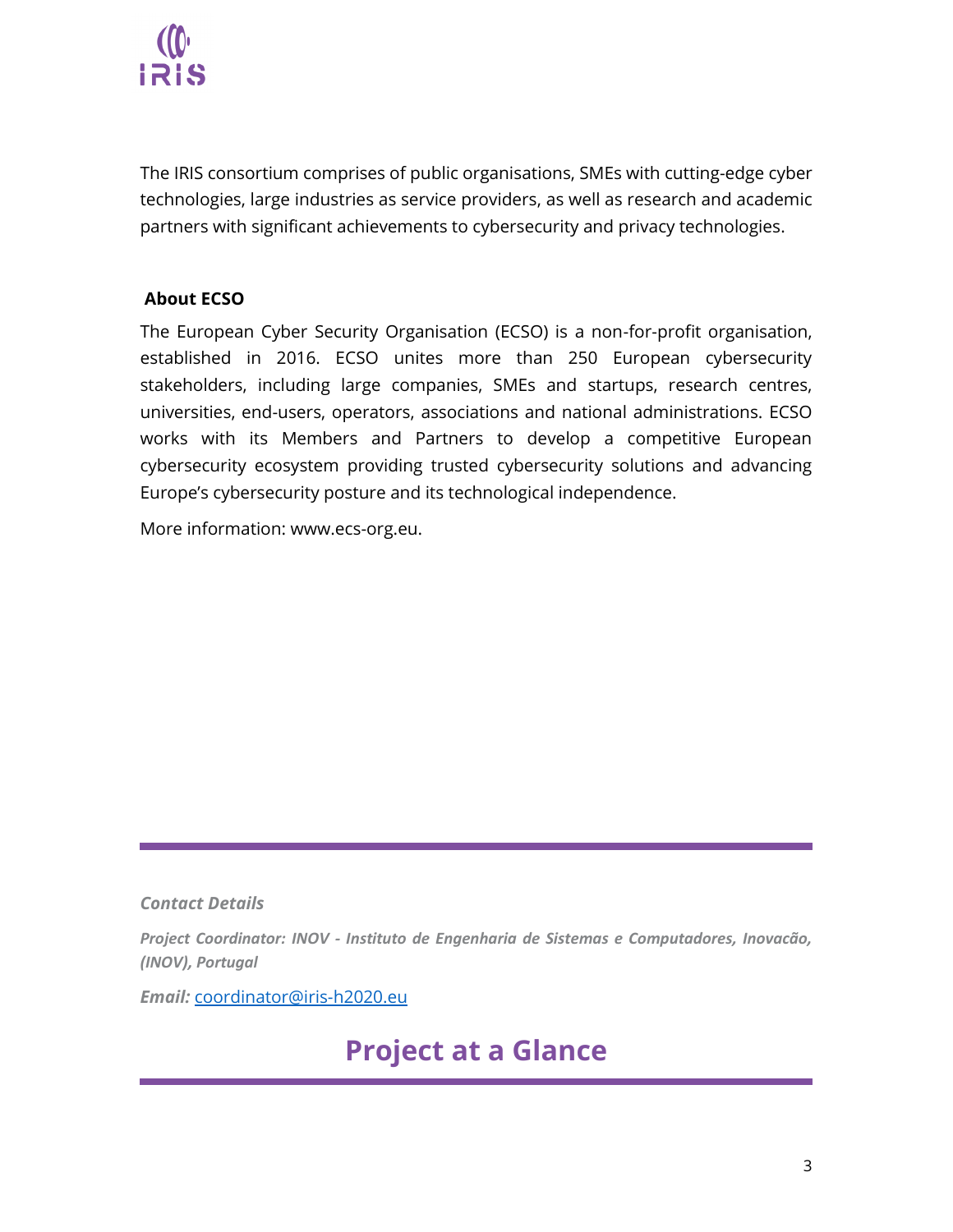The IRIS consortium comprises of public organisations, SMEs with cutting-edge cyber technologies, large industries as service providers, as well as research and academic partners with significant achievements to cybersecurity and privacy technologies.

**About ECSO**

The European Cyber Security Organisation (ECSO) is a non-for-profit organisation, established in 2016. ECSO unites more than 250 European cybersecurity stakeholders, including large companies, SMEs and startups, research centres, universities, end-users, operators, associations and national administrations. ECSO works with its Members and Partners to develop a competitive European cybersecurity ecosystem providing trusted cybersecurity solutions and advancing Europe's cybersecurity posture and its technological independence.

More information: www.ecs-org.eu.

---

***Contact Details***

***Project Coordinator: INOV - Instituto de Engenharia de Sistemas e Computadores, Inovacão, (INOV), Portugal***

***Email:*** coordinator@iris-h2020.eu

## Project at a Glance

---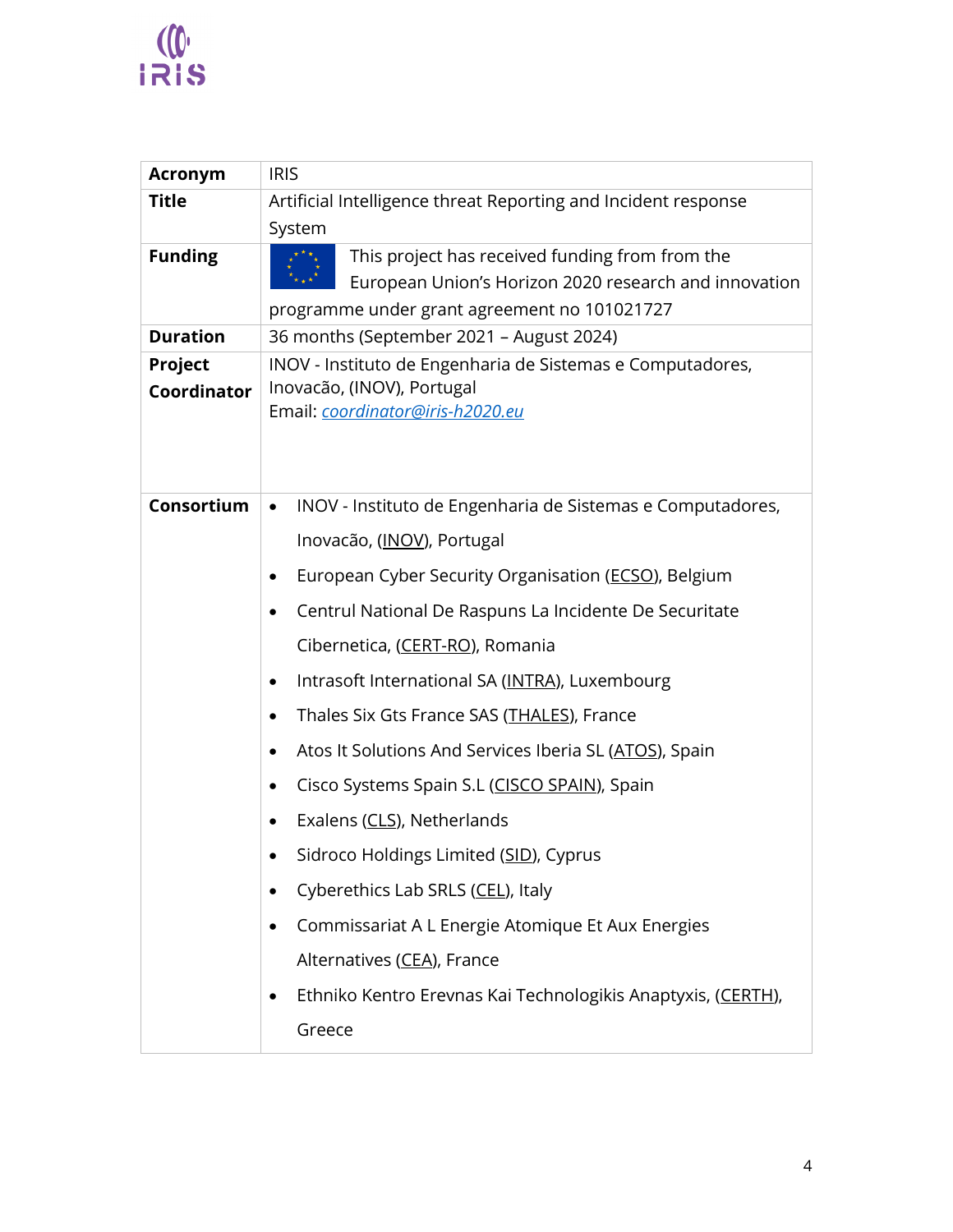| | |
|---|---|
| **Acronym** | IRIS |
| **Title** | Artificial Intelligence threat Reporting and Incident response System |
| **Funding** | This project has received funding from from the European Union's Horizon 2020 research and innovation programme under grant agreement no 101021727 |
| **Duration** | 36 months (September 2021 – August 2024) |
| **Project Coordinator** | INOV - Instituto de Engenharia de Sistemas e Computadores, Inovacão, (INOV), Portugal<br>Email: *coordinator@iris-h2020.eu* |
| **Consortium** | • INOV - Instituto de Engenharia de Sistemas e Computadores, Inovacão, (INOV), Portugal<br>• European Cyber Security Organisation (ECSO), Belgium<br>• Centrul National De Raspuns La Incidente De Securitate Cibernetica, (CERT-RO), Romania<br>• Intrasoft International SA (INTRA), Luxembourg<br>• Thales Six Gts France SAS (THALES), France<br>• Atos It Solutions And Services Iberia SL (ATOS), Spain<br>• Cisco Systems Spain S.L (CISCO SPAIN), Spain<br>• Exalens (CLS), Netherlands<br>• Sidroco Holdings Limited (SID), Cyprus<br>• Cyberethics Lab SRLS (CEL), Italy<br>• Commissariat A L Energie Atomique Et Aux Energies Alternatives (CEA), France<br>• Ethniko Kentro Erevnas Kai Technologikis Anaptyxis, (CERTH), Greece |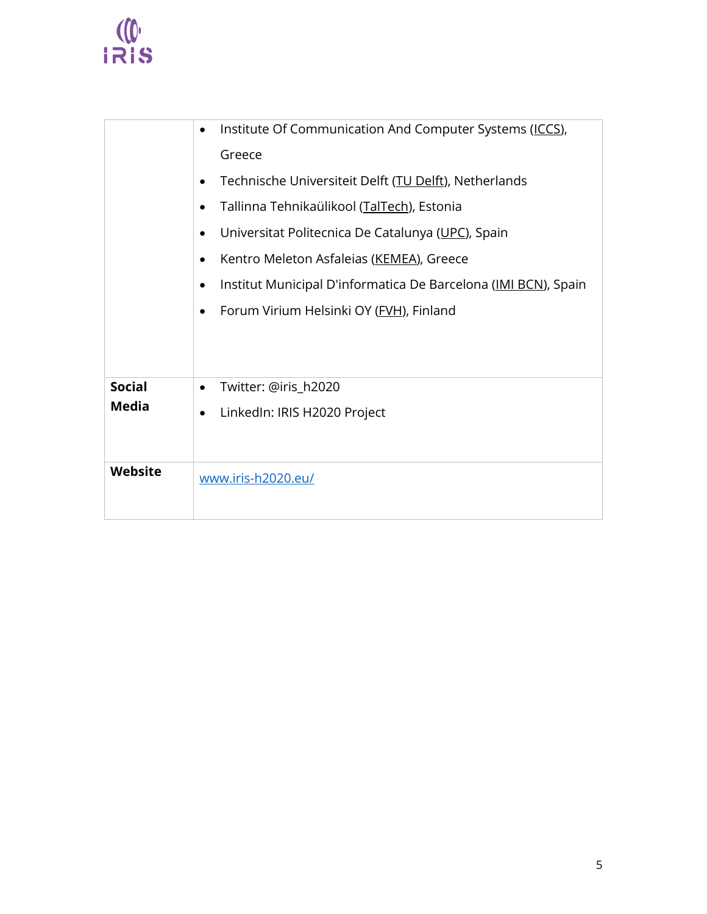| | |
|---|---|
| | • Institute Of Communication And Computer Systems (ICCS), Greece<br>• Technische Universiteit Delft (TU Delft), Netherlands<br>• Tallinna Tehnikaülikool (TalTech), Estonia<br>• Universitat Politecnica De Catalunya (UPC), Spain<br>• Kentro Meleton Asfaleias (KEMEA), Greece<br>• Institut Municipal D'informatica De Barcelona (IMI BCN), Spain<br>• Forum Virium Helsinki OY (FVH), Finland |
| **Social Media** | • Twitter: @iris_h2020<br>• LinkedIn: IRIS H2020 Project |
| **Website** | www.iris-h2020.eu/ |